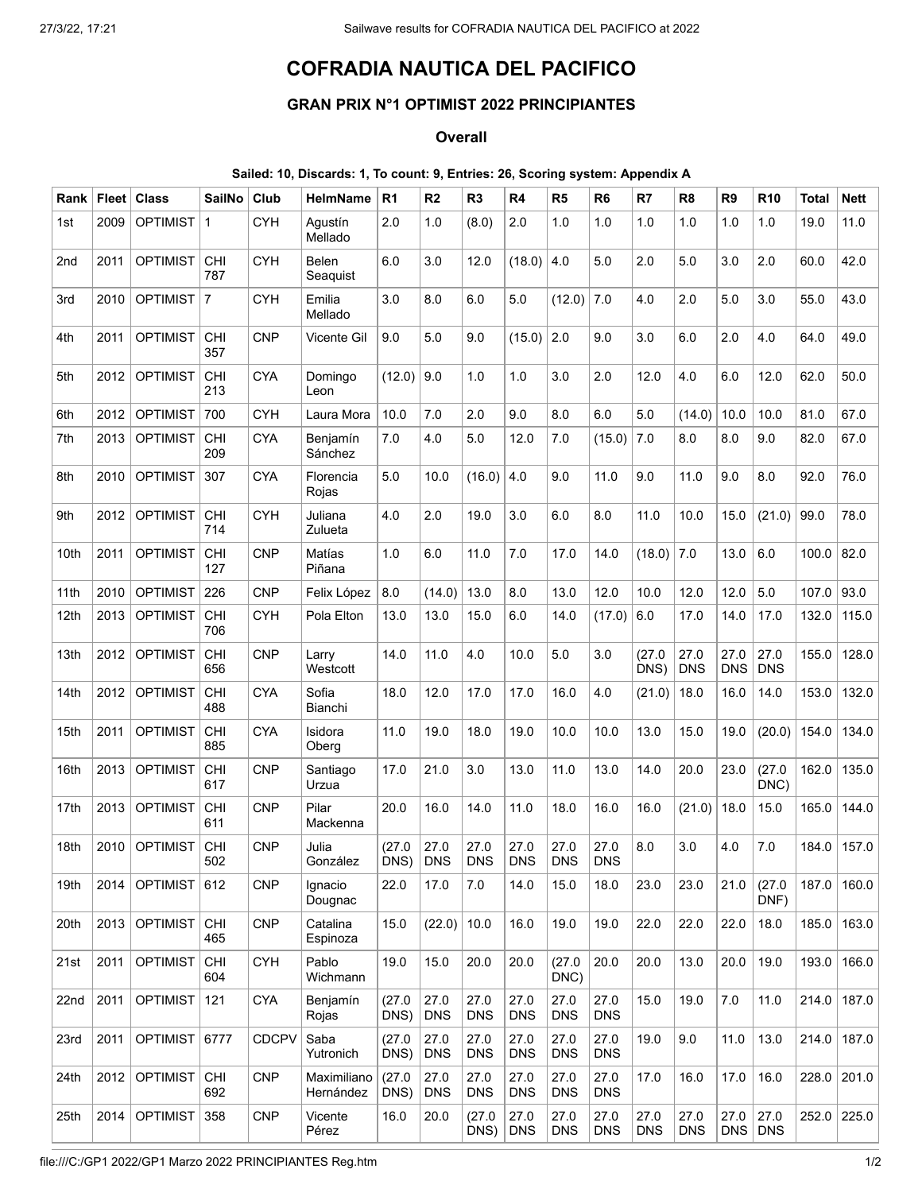# COFRADIA NAUTICA DEL PACIFICO

### GRAN PRIX N°1 OPTIMIST 2022 PRINCIPIANTES

#### Overall

**Sailed: 10, Discards: 1, To count: 9, Entries: 26, Scoring system: Appendix A**

| Rank | Fleet | Class | SailNo | Club | HelmName | R1 | R2 | R3 | R4 | R5 | R6 | R7 | R8 | R9 | R10 | Total | Nett |
|---|---|---|---|---|---|---|---|---|---|---|---|---|---|---|---|---|---|
| 1st | 2009 | OPTIMIST | 1 | CYH | Agustín Mellado | 2.0 | 1.0 | (8.0) | 2.0 | 1.0 | 1.0 | 1.0 | 1.0 | 1.0 | 1.0 | 19.0 | 11.0 |
| 2nd | 2011 | OPTIMIST | CHI 787 | CYH | Belen Seaquist | 6.0 | 3.0 | 12.0 | (18.0) | 4.0 | 5.0 | 2.0 | 5.0 | 3.0 | 2.0 | 60.0 | 42.0 |
| 3rd | 2010 | OPTIMIST | 7 | CYH | Emilia Mellado | 3.0 | 8.0 | 6.0 | 5.0 | (12.0) | 7.0 | 4.0 | 2.0 | 5.0 | 3.0 | 55.0 | 43.0 |
| 4th | 2011 | OPTIMIST | CHI 357 | CNP | Vicente Gil | 9.0 | 5.0 | 9.0 | (15.0) | 2.0 | 9.0 | 3.0 | 6.0 | 2.0 | 4.0 | 64.0 | 49.0 |
| 5th | 2012 | OPTIMIST | CHI 213 | CYA | Domingo Leon | (12.0) | 9.0 | 1.0 | 1.0 | 3.0 | 2.0 | 12.0 | 4.0 | 6.0 | 12.0 | 62.0 | 50.0 |
| 6th | 2012 | OPTIMIST | 700 | CYH | Laura Mora | 10.0 | 7.0 | 2.0 | 9.0 | 8.0 | 6.0 | 5.0 | (14.0) | 10.0 | 10.0 | 81.0 | 67.0 |
| 7th | 2013 | OPTIMIST | CHI 209 | CYA | Benjamín Sánchez | 7.0 | 4.0 | 5.0 | 12.0 | 7.0 | (15.0) | 7.0 | 8.0 | 8.0 | 9.0 | 82.0 | 67.0 |
| 8th | 2010 | OPTIMIST | 307 | CYA | Florencia Rojas | 5.0 | 10.0 | (16.0) | 4.0 | 9.0 | 11.0 | 9.0 | 11.0 | 9.0 | 8.0 | 92.0 | 76.0 |
| 9th | 2012 | OPTIMIST | CHI 714 | CYH | Juliana Zulueta | 4.0 | 2.0 | 19.0 | 3.0 | 6.0 | 8.0 | 11.0 | 10.0 | 15.0 | (21.0) | 99.0 | 78.0 |
| 10th | 2011 | OPTIMIST | CHI 127 | CNP | Matías Piñana | 1.0 | 6.0 | 11.0 | 7.0 | 17.0 | 14.0 | (18.0) | 7.0 | 13.0 | 6.0 | 100.0 | 82.0 |
| 11th | 2010 | OPTIMIST | 226 | CNP | Felix López | 8.0 | (14.0) | 13.0 | 8.0 | 13.0 | 12.0 | 10.0 | 12.0 | 12.0 | 5.0 | 107.0 | 93.0 |
| 12th | 2013 | OPTIMIST | CHI 706 | CYH | Pola Elton | 13.0 | 13.0 | 15.0 | 6.0 | 14.0 | (17.0) | 6.0 | 17.0 | 14.0 | 17.0 | 132.0 | 115.0 |
| 13th | 2012 | OPTIMIST | CHI 656 | CNP | Larry Westcott | 14.0 | 11.0 | 4.0 | 10.0 | 5.0 | 3.0 | (27.0 DNS) | 27.0 DNS | 27.0 DNS | 27.0 DNS | 155.0 | 128.0 |
| 14th | 2012 | OPTIMIST | CHI 488 | CYA | Sofia Bianchi | 18.0 | 12.0 | 17.0 | 17.0 | 16.0 | 4.0 | (21.0) | 18.0 | 16.0 | 14.0 | 153.0 | 132.0 |
| 15th | 2011 | OPTIMIST | CHI 885 | CYA | Isidora Oberg | 11.0 | 19.0 | 18.0 | 19.0 | 10.0 | 10.0 | 13.0 | 15.0 | 19.0 | (20.0) | 154.0 | 134.0 |
| 16th | 2013 | OPTIMIST | CHI 617 | CNP | Santiago Urzua | 17.0 | 21.0 | 3.0 | 13.0 | 11.0 | 13.0 | 14.0 | 20.0 | 23.0 | (27.0 DNC) | 162.0 | 135.0 |
| 17th | 2013 | OPTIMIST | CHI 611 | CNP | Pilar Mackenna | 20.0 | 16.0 | 14.0 | 11.0 | 18.0 | 16.0 | 16.0 | (21.0) | 18.0 | 15.0 | 165.0 | 144.0 |
| 18th | 2010 | OPTIMIST | CHI 502 | CNP | Julia González | (27.0 DNS) | 27.0 DNS | 27.0 DNS | 27.0 DNS | 27.0 DNS | 27.0 DNS | 8.0 | 3.0 | 4.0 | 7.0 | 184.0 | 157.0 |
| 19th | 2014 | OPTIMIST | 612 | CNP | Ignacio Dougnac | 22.0 | 17.0 | 7.0 | 14.0 | 15.0 | 18.0 | 23.0 | 23.0 | 21.0 | (27.0 DNF) | 187.0 | 160.0 |
| 20th | 2013 | OPTIMIST | CHI 465 | CNP | Catalina Espinoza | 15.0 | (22.0) | 10.0 | 16.0 | 19.0 | 19.0 | 22.0 | 22.0 | 22.0 | 18.0 | 185.0 | 163.0 |
| 21st | 2011 | OPTIMIST | CHI 604 | CYH | Pablo Wichmann | 19.0 | 15.0 | 20.0 | 20.0 | (27.0 DNC) | 20.0 | 20.0 | 13.0 | 20.0 | 19.0 | 193.0 | 166.0 |
| 22nd | 2011 | OPTIMIST | 121 | CYA | Benjamín Rojas | (27.0 DNS) | 27.0 DNS | 27.0 DNS | 27.0 DNS | 27.0 DNS | 27.0 DNS | 15.0 | 19.0 | 7.0 | 11.0 | 214.0 | 187.0 |
| 23rd | 2011 | OPTIMIST | 6777 | CDCPV | Saba Yutronich | (27.0 DNS) | 27.0 DNS | 27.0 DNS | 27.0 DNS | 27.0 DNS | 27.0 DNS | 19.0 | 9.0 | 11.0 | 13.0 | 214.0 | 187.0 |
| 24th | 2012 | OPTIMIST | CHI 692 | CNP | Maximiliano Hernández | (27.0 DNS) | 27.0 DNS | 27.0 DNS | 27.0 DNS | 27.0 DNS | 27.0 DNS | 17.0 | 16.0 | 17.0 | 16.0 | 228.0 | 201.0 |
| 25th | 2014 | OPTIMIST | 358 | CNP | Vicente Pérez | 16.0 | 20.0 | (27.0 DNS) | 27.0 DNS | 27.0 DNS | 27.0 DNS | 27.0 DNS | 27.0 DNS | 27.0 DNS | 27.0 DNS | 252.0 | 225.0 |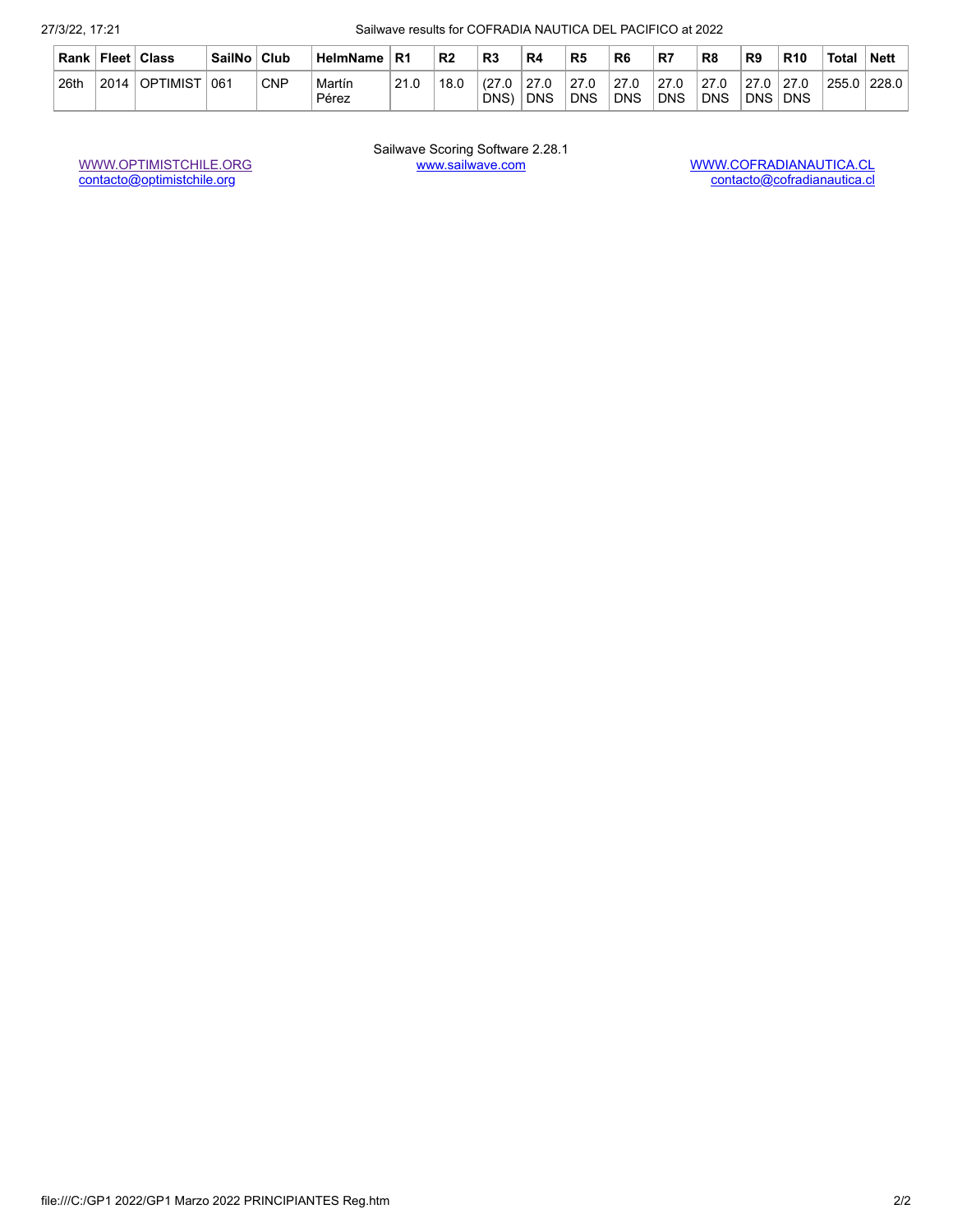| Rank | Fleet | Class | SailNo | Club | HelmName | R1 | R2 | R3 | R4 | R5 | R6 | R7 | R8 | R9 | R10 | Total | Nett |
|---|---|---|---|---|---|---|---|---|---|---|---|---|---|---|---|---|---|
| 26th | 2014 | OPTIMIST | 061 | CNP | Martín Pérez | 21.0 | 18.0 | (27.0 DNS) | 27.0 DNS | 27.0 DNS | 27.0 DNS | 27.0 DNS | 27.0 DNS | 27.0 DNS | 27.0 DNS | 255.0 | 228.0 |

Sailwave Scoring Software 2.28.1
www.sailwave.com

WWW.OPTIMISTCHILE.ORG
contacto@optimistchile.org

WWW.COFRADIANAUTICA.CL
contacto@cofradianautica.cl